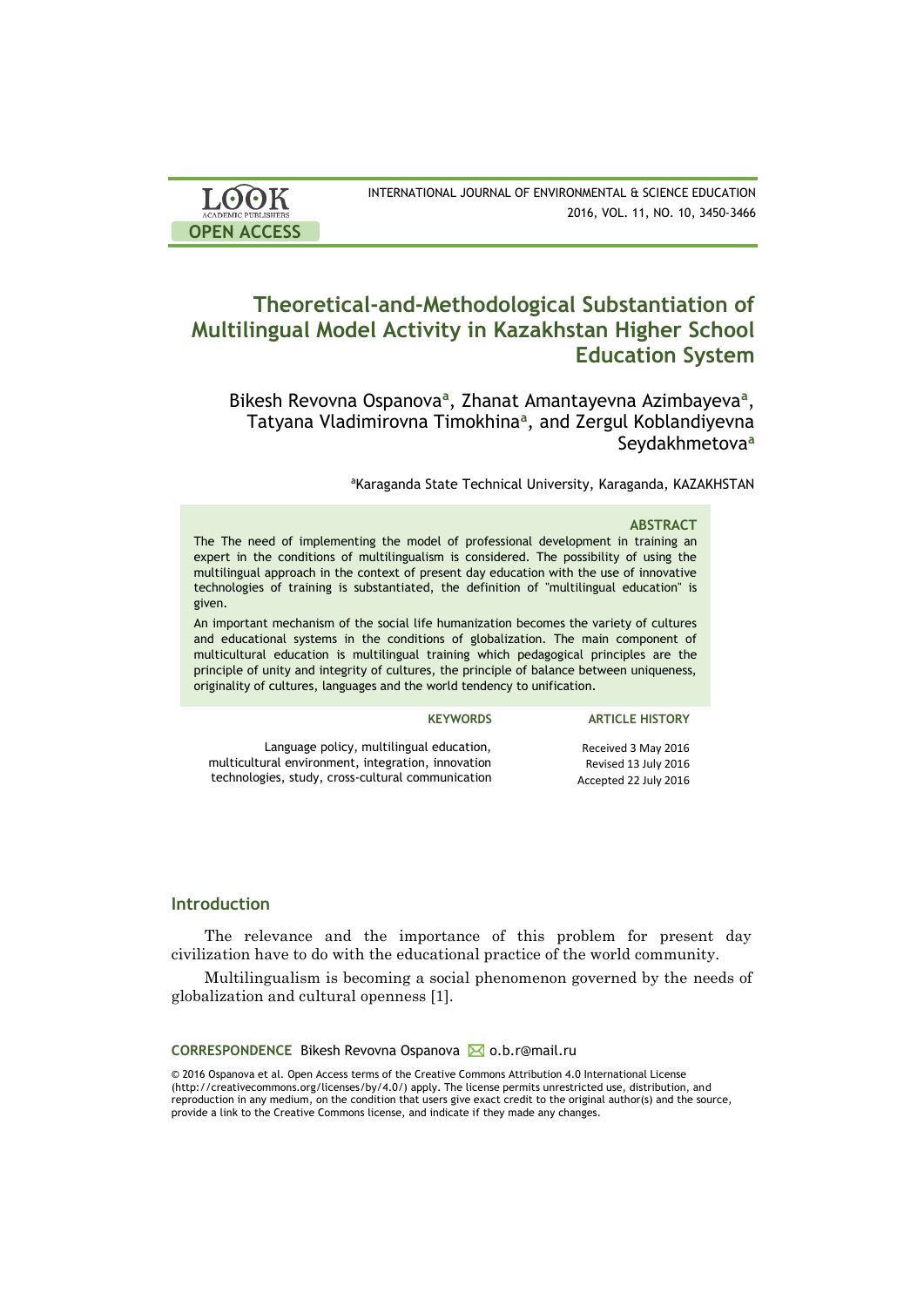# Theoretical-and-Methodological Substantiation of Multilingual Model Activity in Kazakhstan Higher School Education System

Bikesh Revovna Ospanova[a], Zhanat Amantayevna Azimbayeva[a], Tatyana Vladimirovna Timokhina[a], and Zergul Koblandiyevna Seydakhmetova[a]

[a]Karaganda State Technical University, Karaganda, KAZAKHSTAN

### ABSTRACT

The The need of implementing the model of professional development in training an expert in the conditions of multilingualism is considered. The possibility of using the multilingual approach in the context of present day education with the use of innovative technologies of training is substantiated, the definition of "multilingual education" is given.

An important mechanism of the social life humanization becomes the variety of cultures and educational systems in the conditions of globalization. The main component of multicultural education is multilingual training which pedagogical principles are the principle of unity and integrity of cultures, the principle of balance between uniqueness, originality of cultures, languages and the world tendency to unification.

**KEYWORDS**

Language policy, multilingual education, multicultural environment, integration, innovation technologies, study, cross-cultural communication

**ARTICLE HISTORY**

Received 3 May 2016
Revised 13 July 2016
Accepted 22 July 2016

## Introduction

The relevance and the importance of this problem for present day civilization have to do with the educational practice of the world community.

Multilingualism is becoming a social phenomenon governed by the needs of globalization and cultural openness [1].

**CORRESPONDENCE** Bikesh Revovna Ospanova o.b.r@mail.ru

© 2016 Ospanova et al. Open Access terms of the Creative Commons Attribution 4.0 International License (http://creativecommons.org/licenses/by/4.0/) apply. The license permits unrestricted use, distribution, and reproduction in any medium, on the condition that users give exact credit to the original author(s) and the source, provide a link to the Creative Commons license, and indicate if they made any changes.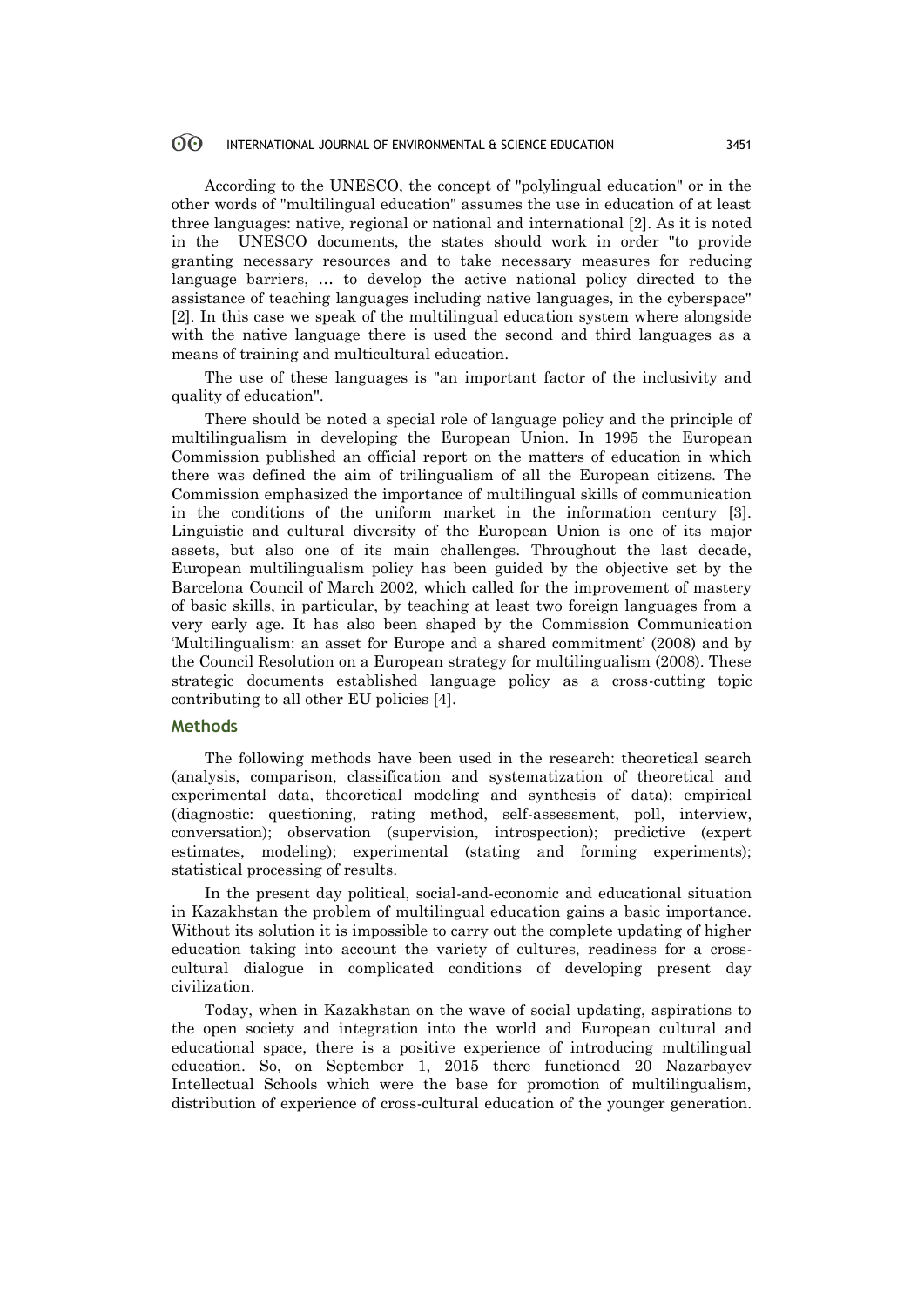According to the UNESCO, the concept of "polylingual education" or in the other words of "multilingual education" assumes the use in education of at least three languages: native, regional or national and international [2]. As it is noted in the UNESCO documents, the states should work in order "to provide granting necessary resources and to take necessary measures for reducing language barriers, … to develop the active national policy directed to the assistance of teaching languages including native languages, in the cyberspace" [2]. In this case we speak of the multilingual education system where alongside with the native language there is used the second and third languages as a means of training and multicultural education.

The use of these languages is "an important factor of the inclusivity and quality of education".

There should be noted a special role of language policy and the principle of multilingualism in developing the European Union. In 1995 the European Commission published an official report on the matters of education in which there was defined the aim of trilingualism of all the European citizens. The Commission emphasized the importance of multilingual skills of communication in the conditions of the uniform market in the information century [3]. Linguistic and cultural diversity of the European Union is one of its major assets, but also one of its main challenges. Throughout the last decade, European multilingualism policy has been guided by the objective set by the Barcelona Council of March 2002, which called for the improvement of mastery of basic skills, in particular, by teaching at least two foreign languages from a very early age. It has also been shaped by the Commission Communication 'Multilingualism: an asset for Europe and a shared commitment' (2008) and by the Council Resolution on a European strategy for multilingualism (2008). These strategic documents established language policy as a cross-cutting topic contributing to all other EU policies [4].

## Methods

The following methods have been used in the research: theoretical search (analysis, comparison, classification and systematization of theoretical and experimental data, theoretical modeling and synthesis of data); empirical (diagnostic: questioning, rating method, self-assessment, poll, interview, conversation); observation (supervision, introspection); predictive (expert estimates, modeling); experimental (stating and forming experiments); statistical processing of results.

In the present day political, social-and-economic and educational situation in Kazakhstan the problem of multilingual education gains a basic importance. Without its solution it is impossible to carry out the complete updating of higher education taking into account the variety of cultures, readiness for a cross-cultural dialogue in complicated conditions of developing present day civilization.

Today, when in Kazakhstan on the wave of social updating, aspirations to the open society and integration into the world and European cultural and educational space, there is a positive experience of introducing multilingual education. So, on September 1, 2015 there functioned 20 Nazarbayev Intellectual Schools which were the base for promotion of multilingualism, distribution of experience of cross-cultural education of the younger generation.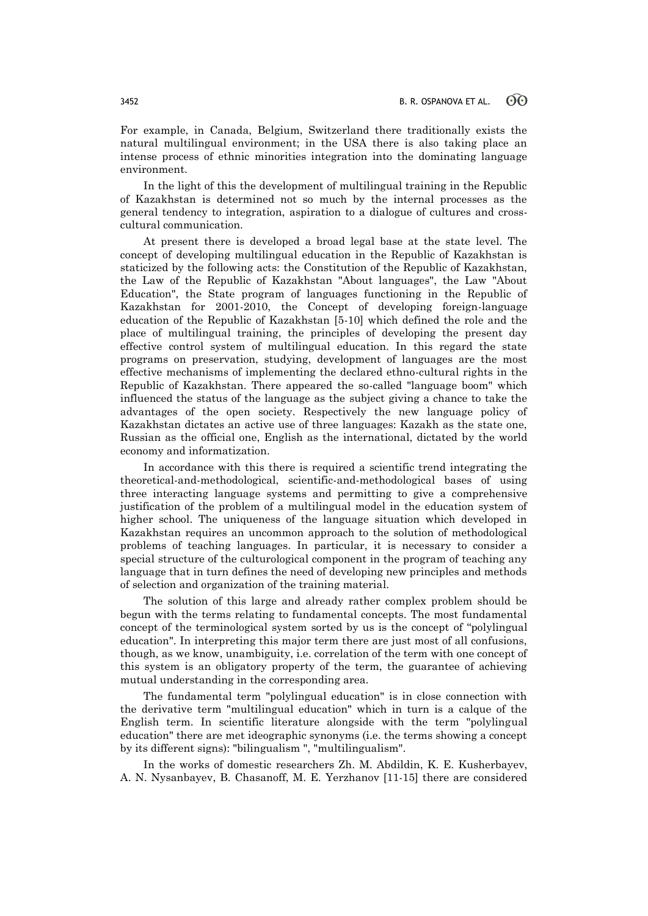For example, in Canada, Belgium, Switzerland there traditionally exists the natural multilingual environment; in the USA there is also taking place an intense process of ethnic minorities integration into the dominating language environment.

In the light of this the development of multilingual training in the Republic of Kazakhstan is determined not so much by the internal processes as the general tendency to integration, aspiration to a dialogue of cultures and cross-cultural communication.

At present there is developed a broad legal base at the state level. The concept of developing multilingual education in the Republic of Kazakhstan is staticized by the following acts: the Constitution of the Republic of Kazakhstan, the Law of the Republic of Kazakhstan "About languages", the Law "About Education", the State program of languages functioning in the Republic of Kazakhstan for 2001-2010, the Concept of developing foreign-language education of the Republic of Kazakhstan [5-10] which defined the role and the place of multilingual training, the principles of developing the present day effective control system of multilingual education. In this regard the state programs on preservation, studying, development of languages are the most effective mechanisms of implementing the declared ethno-cultural rights in the Republic of Kazakhstan. There appeared the so-called "language boom" which influenced the status of the language as the subject giving a chance to take the advantages of the open society. Respectively the new language policy of Kazakhstan dictates an active use of three languages: Kazakh as the state one, Russian as the official one, English as the international, dictated by the world economy and informatization.

In accordance with this there is required a scientific trend integrating the theoretical-and-methodological, scientific-and-methodological bases of using three interacting language systems and permitting to give a comprehensive justification of the problem of a multilingual model in the education system of higher school. The uniqueness of the language situation which developed in Kazakhstan requires an uncommon approach to the solution of methodological problems of teaching languages. In particular, it is necessary to consider a special structure of the culturological component in the program of teaching any language that in turn defines the need of developing new principles and methods of selection and organization of the training material.

The solution of this large and already rather complex problem should be begun with the terms relating to fundamental concepts. The most fundamental concept of the terminological system sorted by us is the concept of "polylingual education". In interpreting this major term there are just most of all confusions, though, as we know, unambiguity, i.e. correlation of the term with one concept of this system is an obligatory property of the term, the guarantee of achieving mutual understanding in the corresponding area.

The fundamental term "polylingual education" is in close connection with the derivative term "multilingual education" which in turn is a calque of the English term. In scientific literature alongside with the term "polylingual education" there are met ideographic synonyms (i.e. the terms showing a concept by its different signs): "bilingualism ", "multilingualism".

In the works of domestic researchers Zh. M. Abdildin, K. E. Kusherbayev, A. N. Nysanbayev, B. Chasanoff, M. E. Yerzhanov [11-15] there are considered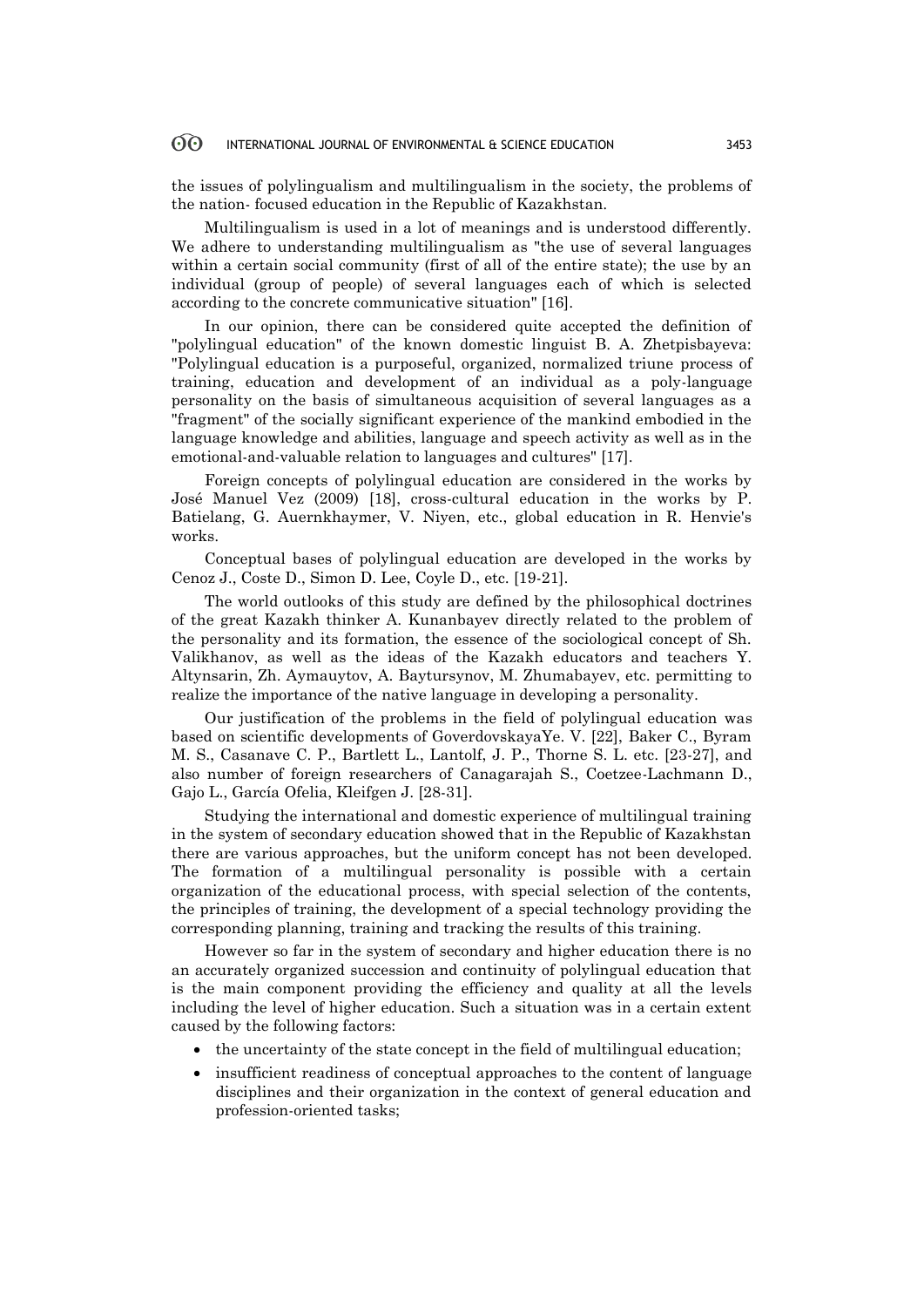the issues of polylingualism and multilingualism in the society, the problems of the nation- focused education in the Republic of Kazakhstan.

Multilingualism is used in a lot of meanings and is understood differently. We adhere to understanding multilingualism as "the use of several languages within a certain social community (first of all of the entire state); the use by an individual (group of people) of several languages each of which is selected according to the concrete communicative situation" [16].

In our opinion, there can be considered quite accepted the definition of "polylingual education" of the known domestic linguist B. A. Zhetpisbayeva: "Polylingual education is a purposeful, organized, normalized triune process of training, education and development of an individual as a poly-language personality on the basis of simultaneous acquisition of several languages as a "fragment" of the socially significant experience of the mankind embodied in the language knowledge and abilities, language and speech activity as well as in the emotional-and-valuable relation to languages and cultures" [17].

Foreign concepts of polylingual education are considered in the works by José Manuel Vez (2009) [18], cross-cultural education in the works by P. Batielang, G. Auernkhaymer, V. Niyen, etc., global education in R. Henvie's works.

Conceptual bases of polylingual education are developed in the works by Cenoz J., Coste D., Simon D. Lee, Coyle D., etc. [19-21].

The world outlooks of this study are defined by the philosophical doctrines of the great Kazakh thinker A. Kunanbayev directly related to the problem of the personality and its formation, the essence of the sociological concept of Sh. Valikhanov, as well as the ideas of the Kazakh educators and teachers Y. Altynsarin, Zh. Aymauytov, A. Baytursynov, M. Zhumabayev, etc. permitting to realize the importance of the native language in developing a personality.

Our justification of the problems in the field of polylingual education was based on scientific developments of GoverdovskayaYe. V. [22], Baker C., Byram M. S., Casanave C. P., Bartlett L., Lantolf, J. P., Thorne S. L. etc. [23-27], and also number of foreign researchers of Canagarajah S., Coetzee-Lachmann D., Gajo L., García Ofelia, Kleifgen J. [28-31].

Studying the international and domestic experience of multilingual training in the system of secondary education showed that in the Republic of Kazakhstan there are various approaches, but the uniform concept has not been developed. The formation of a multilingual personality is possible with a certain organization of the educational process, with special selection of the contents, the principles of training, the development of a special technology providing the corresponding planning, training and tracking the results of this training.

However so far in the system of secondary and higher education there is no an accurately organized succession and continuity of polylingual education that is the main component providing the efficiency and quality at all the levels including the level of higher education. Such a situation was in a certain extent caused by the following factors:

- the uncertainty of the state concept in the field of multilingual education;
- insufficient readiness of conceptual approaches to the content of language disciplines and their organization in the context of general education and profession-oriented tasks;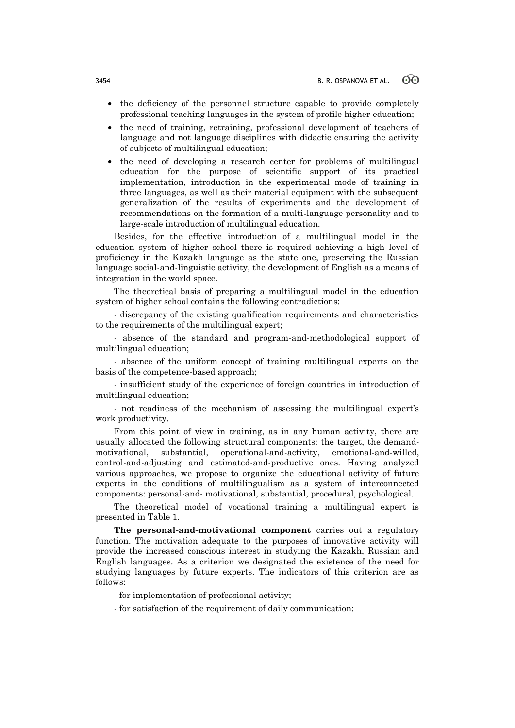- the deficiency of the personnel structure capable to provide completely professional teaching languages in the system of profile higher education;
- the need of training, retraining, professional development of teachers of language and not language disciplines with didactic ensuring the activity of subjects of multilingual education;
- the need of developing a research center for problems of multilingual education for the purpose of scientific support of its practical implementation, introduction in the experimental mode of training in three languages, as well as their material equipment with the subsequent generalization of the results of experiments and the development of recommendations on the formation of a multi-language personality and to large-scale introduction of multilingual education.

Besides, for the effective introduction of a multilingual model in the education system of higher school there is required achieving a high level of proficiency in the Kazakh language as the state one, preserving the Russian language social-and-linguistic activity, the development of English as a means of integration in the world space.

The theoretical basis of preparing a multilingual model in the education system of higher school contains the following contradictions:

- discrepancy of the existing qualification requirements and characteristics to the requirements of the multilingual expert;

- absence of the standard and program-and-methodological support of multilingual education;

- absence of the uniform concept of training multilingual experts on the basis of the competence-based approach;

- insufficient study of the experience of foreign countries in introduction of multilingual education;

- not readiness of the mechanism of assessing the multilingual expert's work productivity.

From this point of view in training, as in any human activity, there are usually allocated the following structural components: the target, the demand-motivational, substantial, operational-and-activity, emotional-and-willed, control-and-adjusting and estimated-and-productive ones. Having analyzed various approaches, we propose to organize the educational activity of future experts in the conditions of multilingualism as a system of interconnected components: personal-and- motivational, substantial, procedural, psychological.

The theoretical model of vocational training a multilingual expert is presented in Table 1.

**The personal-and-motivational component** carries out a regulatory function. The motivation adequate to the purposes of innovative activity will provide the increased conscious interest in studying the Kazakh, Russian and English languages. As a criterion we designated the existence of the need for studying languages by future experts. The indicators of this criterion are as follows:

- for implementation of professional activity;

- for satisfaction of the requirement of daily communication;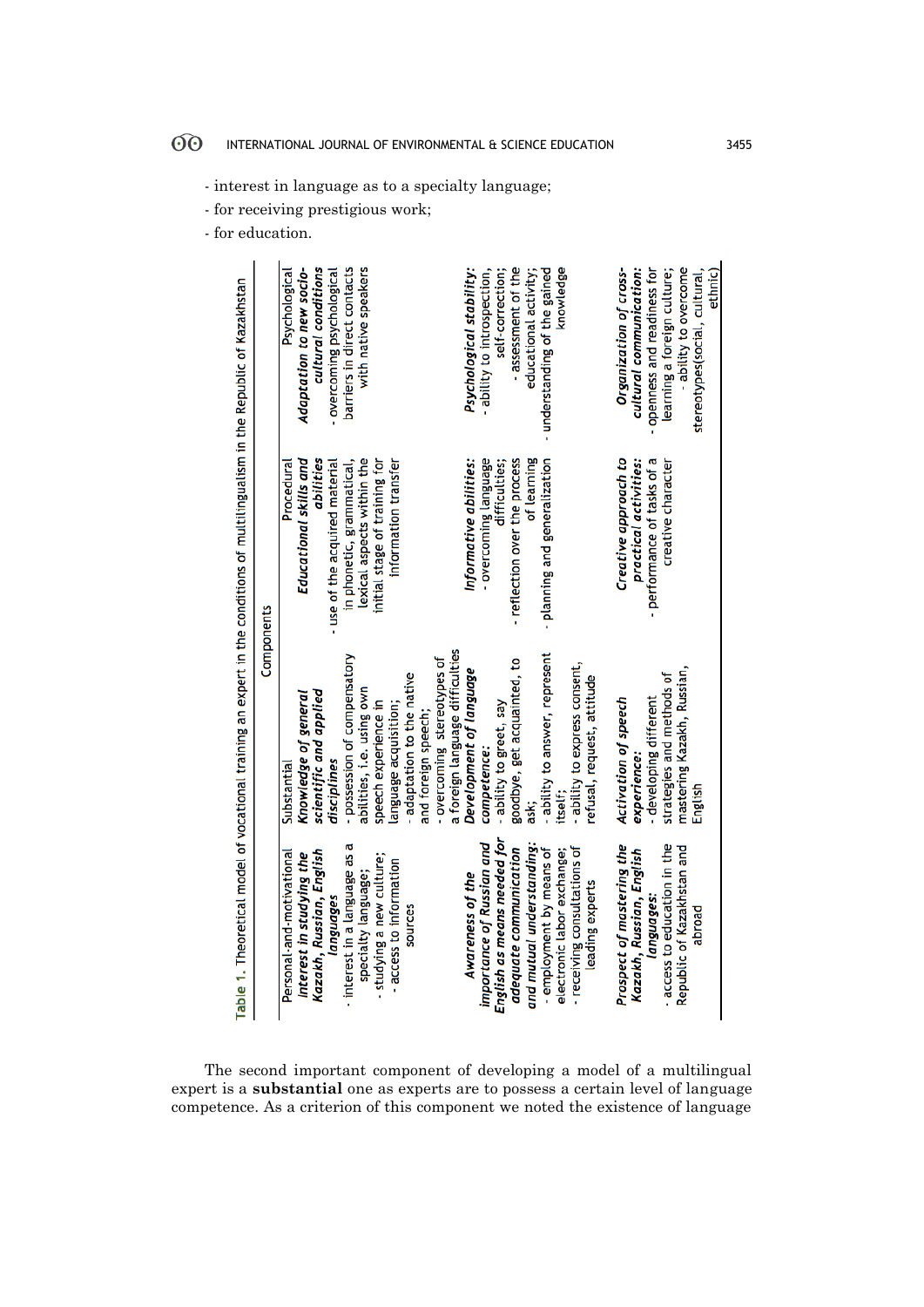- interest in language as to a specialty language;

- for receiving prestigious work;

- for education.

Table 1. Theoretical model of vocational training an expert in the conditions of multilingualism in the Republic of Kazakhstan

| Components | | | |
|---|---|---|---|
| Personal-and-motivational<br>***Interest in studying the Kazakh, Russian, English languages***<br>- interest in a language as a specialty language;<br>- studying a new culture;<br>- access to information sources | Substantial<br>***Knowledge of general scientific and applied disciplines***<br>- possession of compensatory abilities, i.e. using own speech experience in language acquisition;<br>- adaptation to the native and foreign speech;<br>- overcoming stereotypes of a foreign language difficulties | Procedural<br>***Educational skills and abilities***<br>- use of the acquired material in phonetic, grammatical, lexical aspects within the initial stage of training for information transfer | Psychological<br>***Adaptation to new socio-cultural conditions***<br>- overcoming psychological barriers in direct contacts with native speakers |
| ***Awareness of the importance of Russian and English as means needed for adequate communication and mutual understanding:***<br>- employment by means of electronic labor exchange;<br>- receiving consultations of leading experts | ***Development of language competence:***<br>- ability to greet, say goodbye, get acquainted, to ask;<br>- ability to answer, represent itself;<br>- ability to express consent, refusal, request, attitude | ***Informative abilities:***<br>- overcoming language difficulties;<br>- reflection over the process of learning<br>- planning and generalization | ***Psychological stability:***<br>- ability to introspection, self-correction;<br>- assessment of the educational activity;<br>- understanding of the gained knowledge |
| ***Prospect of mastering the Kazakh, Russian, English languages:***<br>- access to education in the Republic of Kazakhstan and abroad | ***Activation of speech experience:***<br>- developing different strategies and methods of mastering Kazakh, Russian, English | ***Creative approach to practical activities:***<br>- performance of tasks of a creative character | ***Organization of cross-cultural communication:***<br>- openness and readiness for learning a foreign culture;<br>- ability to overcome stereotypes(social, cultural, ethnic) |

The second important component of developing a model of a multilingual expert is a **substantial** one as experts are to possess a certain level of language competence. As a criterion of this component we noted the existence of language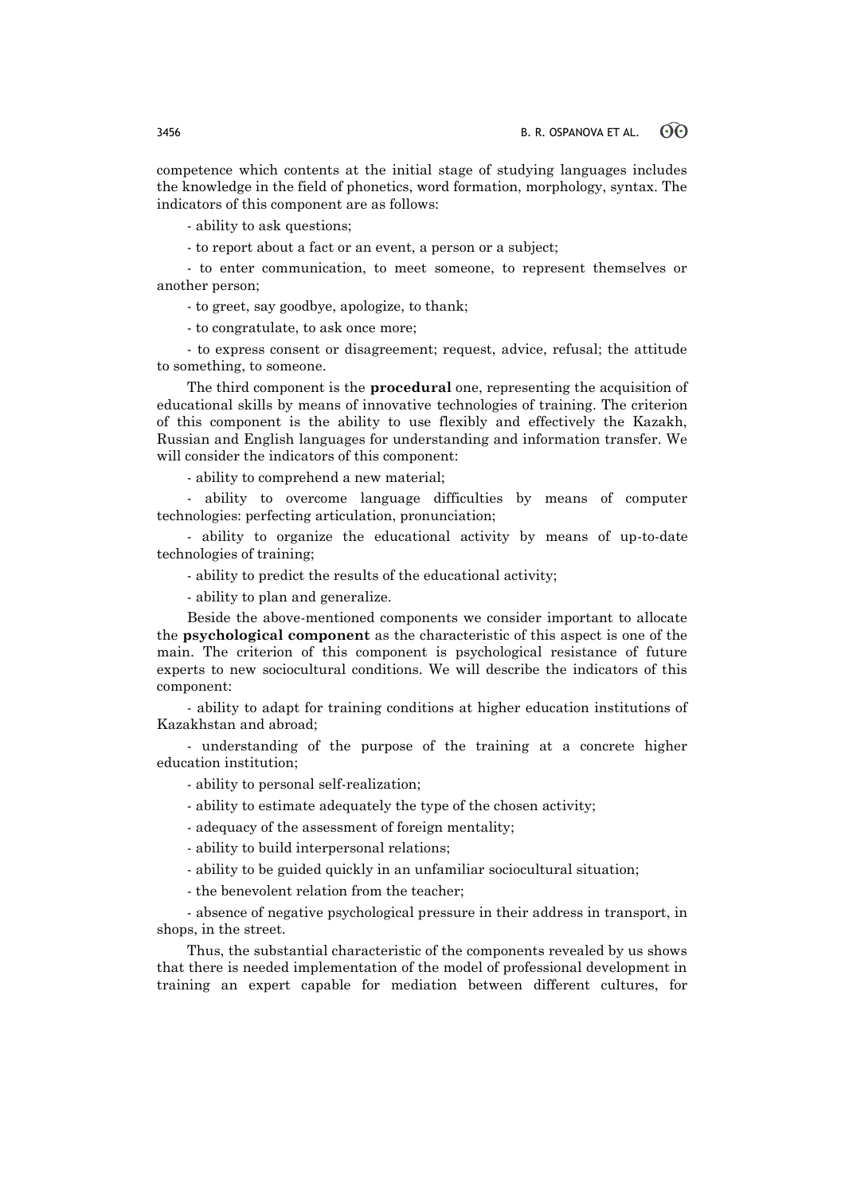competence which contents at the initial stage of studying languages includes the knowledge in the field of phonetics, word formation, morphology, syntax. The indicators of this component are as follows:

- ability to ask questions;

- to report about a fact or an event, a person or a subject;

- to enter communication, to meet someone, to represent themselves or another person;

- to greet, say goodbye, apologize, to thank;

- to congratulate, to ask once more;

- to express consent or disagreement; request, advice, refusal; the attitude to something, to someone.

The third component is the **procedural** one, representing the acquisition of educational skills by means of innovative technologies of training. The criterion of this component is the ability to use flexibly and effectively the Kazakh, Russian and English languages for understanding and information transfer. We will consider the indicators of this component:

- ability to comprehend a new material;

- ability to overcome language difficulties by means of computer technologies: perfecting articulation, pronunciation;

- ability to organize the educational activity by means of up-to-date technologies of training;

- ability to predict the results of the educational activity;

- ability to plan and generalize.

Beside the above-mentioned components we consider important to allocate the **psychological component** as the characteristic of this aspect is one of the main. The criterion of this component is psychological resistance of future experts to new sociocultural conditions. We will describe the indicators of this component:

- ability to adapt for training conditions at higher education institutions of Kazakhstan and abroad;

- understanding of the purpose of the training at a concrete higher education institution;

- ability to personal self-realization;

- ability to estimate adequately the type of the chosen activity;

- adequacy of the assessment of foreign mentality;

- ability to build interpersonal relations;

- ability to be guided quickly in an unfamiliar sociocultural situation;

- the benevolent relation from the teacher;

- absence of negative psychological pressure in their address in transport, in shops, in the street.

Thus, the substantial characteristic of the components revealed by us shows that there is needed implementation of the model of professional development in training an expert capable for mediation between different cultures, for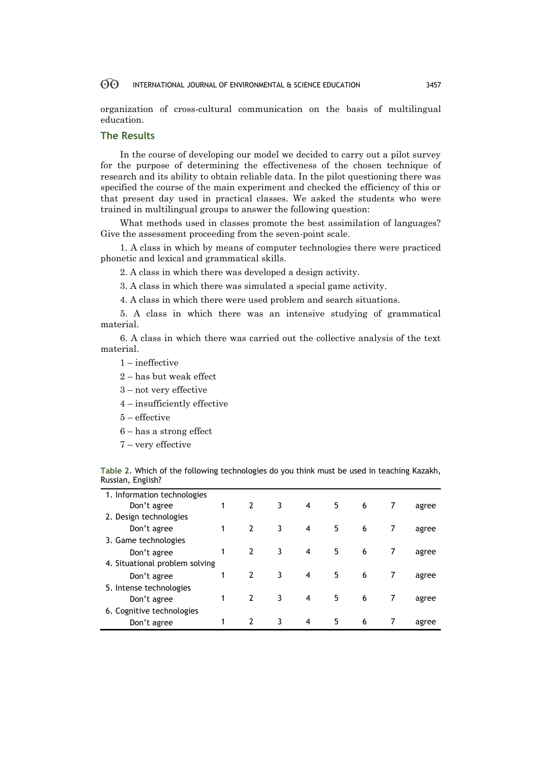organization of cross-cultural communication on the basis of multilingual education.

## The Results

In the course of developing our model we decided to carry out a pilot survey for the purpose of determining the effectiveness of the chosen technique of research and its ability to obtain reliable data. In the pilot questioning there was specified the course of the main experiment and checked the efficiency of this or that present day used in practical classes. We asked the students who were trained in multilingual groups to answer the following question:

What methods used in classes promote the best assimilation of languages? Give the assessment proceeding from the seven-point scale.

1. A class in which by means of computer technologies there were practiced phonetic and lexical and grammatical skills.

2. A class in which there was developed a design activity.

3. A class in which there was simulated a special game activity.

4. A class in which there were used problem and search situations.

5. A class in which there was an intensive studying of grammatical material.

6. A class in which there was carried out the collective analysis of the text material.

1 – ineffective

2 – has but weak effect

3 – not very effective

4 – insufficiently effective

5 – effective

6 – has a strong effect

7 – very effective

**Table 2.** Which of the following technologies do you think must be used in teaching Kazakh, Russian, English?

| | | | | | | | | |
|---|---|---|---|---|---|---|---|---|
| 1. Information technologies | | | | | | | | |
| Don't agree | 1 | 2 | 3 | 4 | 5 | 6 | 7 | agree |
| 2. Design technologies | | | | | | | | |
| Don't agree | 1 | 2 | 3 | 4 | 5 | 6 | 7 | agree |
| 3. Game technologies | | | | | | | | |
| Don't agree | 1 | 2 | 3 | 4 | 5 | 6 | 7 | agree |
| 4. Situational problem solving | | | | | | | | |
| Don't agree | 1 | 2 | 3 | 4 | 5 | 6 | 7 | agree |
| 5. Intense technologies | | | | | | | | |
| Don't agree | 1 | 2 | 3 | 4 | 5 | 6 | 7 | agree |
| 6. Cognitive technologies | | | | | | | | |
| Don't agree | 1 | 2 | 3 | 4 | 5 | 6 | 7 | agree |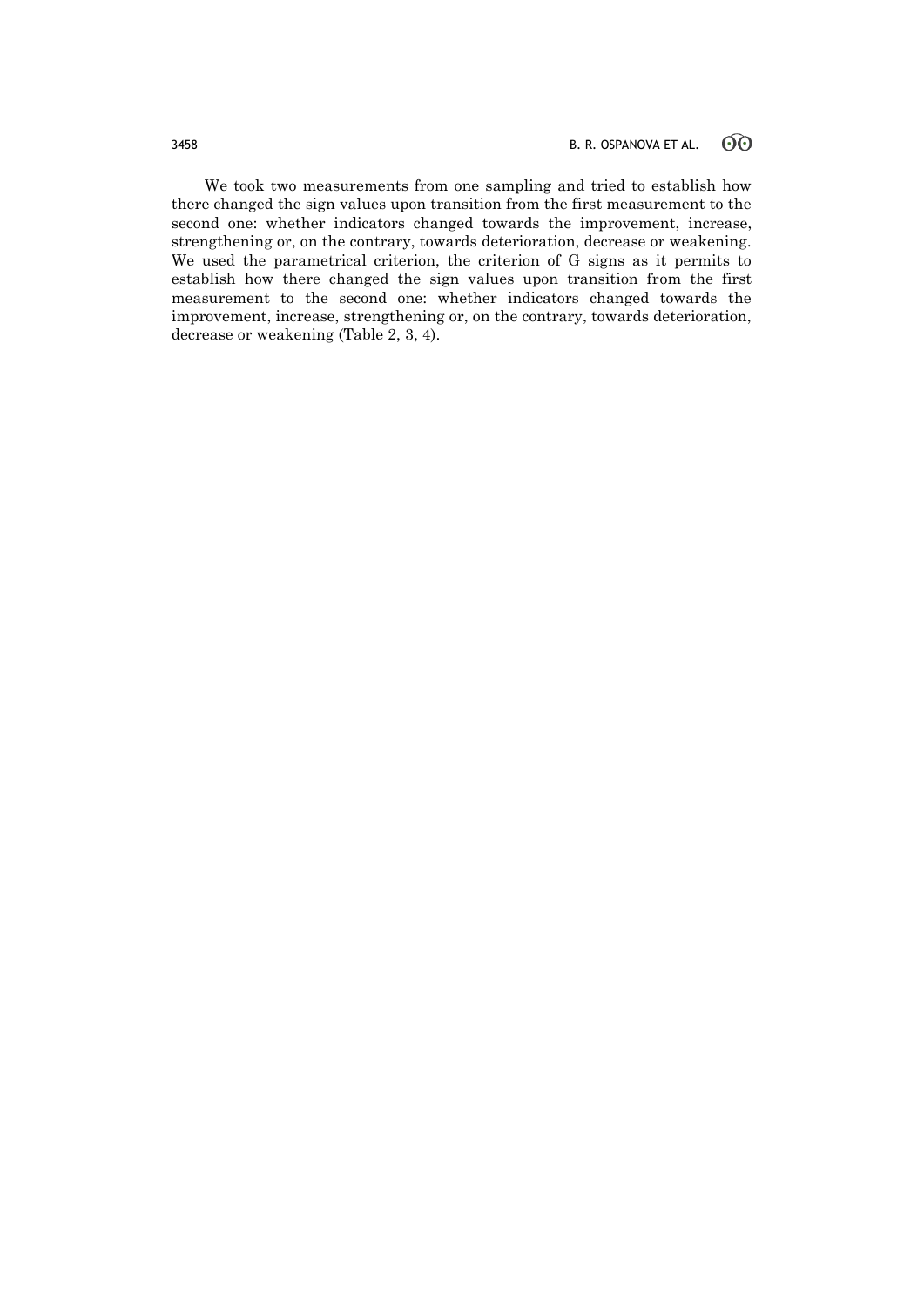We took two measurements from one sampling and tried to establish how there changed the sign values upon transition from the first measurement to the second one: whether indicators changed towards the improvement, increase, strengthening or, on the contrary, towards deterioration, decrease or weakening. We used the parametrical criterion, the criterion of G signs as it permits to establish how there changed the sign values upon transition from the first measurement to the second one: whether indicators changed towards the improvement, increase, strengthening or, on the contrary, towards deterioration, decrease or weakening (Table 2, 3, 4).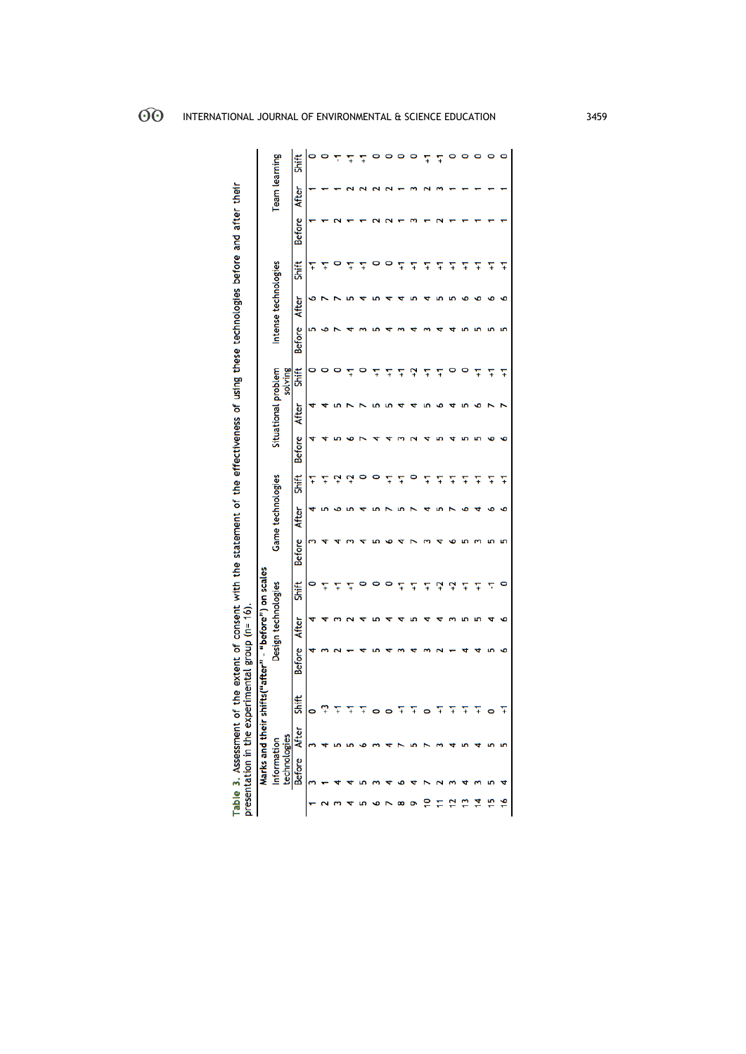**Table 3.** Assessment of the extent of consent with the statement of the effectiveness of using these technologies before and after their presentation in the experimental group (n= 16).

| | Marks and their shifts("after" - "before") on scales | | | | | | | | | | | | | | | | | |
|---|---|---|---|---|---|---|---|---|---|---|---|---|---|---|---|---|---|---|
| | Information technologies | | | Design technologies | | | Game technologies | | | Situational problem solving | | | Intense technologies | | | Team learning | | |
| | Before | After | Shift | Before | After | Shift | Before | After | Shift | Before | After | Shift | Before | After | Shift | Before | After | Shift |
| 1 | 3 | 3 | 0 | 4 | 4 | 0 | 3 | 4 | +1 | 4 | 4 | 0 | 5 | 6 | +1 | 1 | 1 | 0 |
| 2 | 1 | 4 | +3 | 3 | 4 | +1 | 4 | 5 | +1 | 4 | 4 | 0 | 6 | 7 | +1 | 1 | 1 | 0 |
| 3 | 4 | 5 | +1 | 2 | 3 | +1 | 4 | 6 | +2 | 5 | 5 | 0 | 7 | 7 | 0 | 2 | 1 | -1 |
| 4 | 4 | 5 | +1 | 1 | 2 | +1 | 3 | 5 | +2 | 6 | 7 | +1 | 4 | 5 | +1 | 1 | 2 | +1 |
| 5 | 5 | 6 | +1 | 4 | 4 | 0 | 4 | 4 | 0 | 7 | 7 | 0 | 3 | 4 | +1 | 1 | 2 | +1 |
| 6 | 3 | 3 | 0 | 5 | 5 | 0 | 5 | 5 | 0 | 4 | 5 | +1 | 5 | 5 | 0 | 2 | 2 | 0 |
| 7 | 4 | 4 | 0 | 4 | 4 | 0 | 6 | 7 | +1 | 4 | 5 | +1 | 4 | 4 | 0 | 2 | 2 | 0 |
| 8 | 6 | 7 | +1 | 3 | 4 | +1 | 4 | 5 | +1 | 3 | 4 | +1 | 3 | 4 | +1 | 1 | 1 | 0 |
| 9 | 4 | 5 | +1 | 4 | 5 | +1 | 7 | 7 | 0 | 2 | 4 | +2 | 4 | 5 | +1 | 3 | 3 | 0 |
| 10 | 7 | 7 | 0 | 3 | 4 | +1 | 3 | 4 | +1 | 4 | 5 | +1 | 3 | 4 | +1 | 1 | 2 | +1 |
| 11 | 2 | 3 | +1 | 2 | 4 | +2 | 4 | 5 | +1 | 5 | 6 | +1 | 4 | 5 | +1 | 2 | 3 | +1 |
| 12 | 3 | 4 | +1 | 1 | 3 | +2 | 6 | 7 | +1 | 4 | 4 | 0 | 4 | 5 | +1 | 1 | 1 | 0 |
| 13 | 4 | 5 | +1 | 4 | 5 | +1 | 5 | 6 | +1 | 5 | 5 | 0 | 5 | 6 | +1 | 1 | 1 | 0 |
| 14 | 3 | 4 | +1 | 4 | 5 | +1 | 3 | 4 | +1 | 5 | 6 | +1 | 5 | 6 | +1 | 1 | 1 | 0 |
| 15 | 5 | 5 | 0 | 5 | 4 | -1 | 5 | 6 | +1 | 6 | 7 | +1 | 5 | 6 | +1 | 1 | 1 | 0 |
| 16 | 4 | 5 | +1 | 6 | 6 | 0 | 5 | 6 | +1 | 6 | 7 | +1 | 5 | 6 | +1 | 1 | 1 | 0 |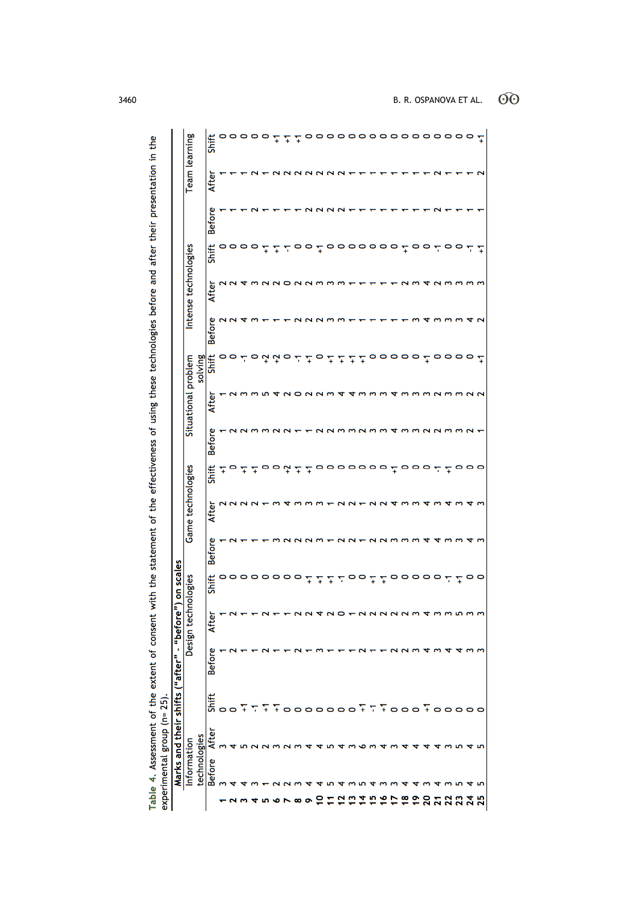**Table 4.** Assessment of the extent of consent with the statement of the effectiveness of using these technologies before and after their presentation in the experimental group (n= 25).

| | Marks and their shifts ("after" - "before") on scales | | | | | | | | | | | | | | | | | |
|---|---|---|---|---|---|---|---|---|---|---|---|---|---|---|---|---|---|---|
| | Information technologies | | | Design technologies | | | Game technologies | | | Situational problem solving | | | Intense technologies | | | Team learning | | |
| | Before | After | Shift | Before | After | Shift | Before | After | Shift | Before | After | Shift | Before | After | Shift | Before | After | Shift |
| **1** | 3 | 3 | 0 | 1 | 1 | 0 | 1 | 2 | +1 | 1 | 1 | 0 | 2 | 2 | 0 | 1 | 1 | 0 |
| **2** | 4 | 4 | 0 | 2 | 2 | 0 | 2 | 2 | 0 | 2 | 2 | 0 | 2 | 2 | 0 | 1 | 1 | 0 |
| **3** | 4 | 5 | +1 | 1 | 1 | 0 | 1 | 2 | +1 | 2 | 3 | -1 | 4 | 4 | 0 | 1 | 1 | 0 |
| **4** | 3 | 2 | -1 | 1 | 1 | 0 | 1 | 2 | +1 | 3 | 3 | 0 | 3 | 3 | 0 | 2 | 2 | 0 |
| **5** | 1 | 2 | +1 | 2 | 2 | 0 | 1 | 1 | 0 | 3 | 5 | +2 | 1 | 2 | +1 | 1 | 1 | 0 |
| **6** | 2 | 3 | +1 | 1 | 1 | 0 | 3 | 3 | 0 | 2 | 4 | +2 | 1 | 2 | +1 | 1 | 2 | +1 |
| **7** | 2 | 2 | 0 | 1 | 1 | 0 | 2 | 4 | +2 | 2 | 2 | 0 | 1 | 0 | -1 | 1 | 2 | +1 |
| **8** | 3 | 3 | 0 | 2 | 2 | 0 | 2 | 3 | +1 | 1 | 0 | -1 | 2 | 2 | 0 | 1 | 2 | +1 |
| **9** | 4 | 4 | 0 | 1 | 2 | +1 | 2 | 3 | +1 | 1 | 2 | +1 | 2 | 2 | 0 | 2 | 2 | 0 |
| **10** | 4 | 4 | 0 | 3 | 4 | +1 | 3 | 3 | 0 | 2 | 2 | 0 | 2 | 3 | +1 | 2 | 2 | 0 |
| **11** | 5 | 5 | 0 | 1 | 2 | +1 | 1 | 1 | 0 | 2 | 3 | +1 | 3 | 3 | 0 | 2 | 2 | 0 |
| **12** | 4 | 4 | 0 | 1 | 0 | -1 | 2 | 2 | 0 | 3 | 4 | +1 | 3 | 3 | 0 | 1 | 1 | 0 |
| **13** | 3 | 3 | 0 | 1 | 1 | 0 | 2 | 2 | 0 | 3 | 4 | +1 | 1 | 1 | 0 | 1 | 1 | 0 |
| **14** | 5 | 6 | +1 | 2 | 2 | 0 | 1 | 1 | 0 | 2 | 3 | +1 | 1 | 1 | 0 | 1 | 1 | 0 |
| **15** | 4 | 3 | -1 | 1 | 2 | +1 | 2 | 2 | 0 | 3 | 3 | 0 | 1 | 1 | 0 | 1 | 1 | 0 |
| **16** | 3 | 4 | +1 | 1 | 2 | +1 | 2 | 2 | 0 | 3 | 3 | 0 | 1 | 1 | 0 | 1 | 1 | 0 |
| **17** | 3 | 3 | 0 | 2 | 2 | 0 | 3 | 4 | +1 | 4 | 4 | 0 | 1 | 1 | 0 | 1 | 1 | 0 |
| **18** | 4 | 4 | 0 | 2 | 2 | 0 | 3 | 3 | 0 | 3 | 3 | 0 | 1 | 2 | +1 | 1 | 1 | 0 |
| **19** | 4 | 4 | 0 | 3 | 3 | 0 | 3 | 3 | 0 | 3 | 3 | 0 | 3 | 3 | 0 | 1 | 1 | 0 |
| **20** | 3 | 4 | +1 | 4 | 4 | 0 | 4 | 4 | 0 | 2 | 3 | +1 | 4 | 4 | 0 | 1 | 1 | 0 |
| **21** | 4 | 4 | 0 | 3 | 3 | 0 | 4 | 3 | -1 | 2 | 2 | 0 | 3 | 2 | -1 | 2 | 2 | 0 |
| **22** | 3 | 3 | 0 | 4 | 3 | -1 | 3 | 4 | +1 | 3 | 3 | 0 | 3 | 3 | 0 | 1 | 1 | 0 |
| **23** | 5 | 5 | 0 | 4 | 5 | +1 | 3 | 3 | 0 | 3 | 3 | 0 | 3 | 3 | 0 | 1 | 1 | 0 |
| **24** | 4 | 4 | 0 | 3 | 3 | 0 | 4 | 4 | 0 | 2 | 2 | 0 | 4 | 3 | -1 | 1 | 1 | 0 |
| **25** | 5 | 5 | 0 | 3 | 3 | 0 | 3 | 3 | 0 | 1 | 2 | +1 | 2 | 3 | +1 | 1 | 2 | +1 |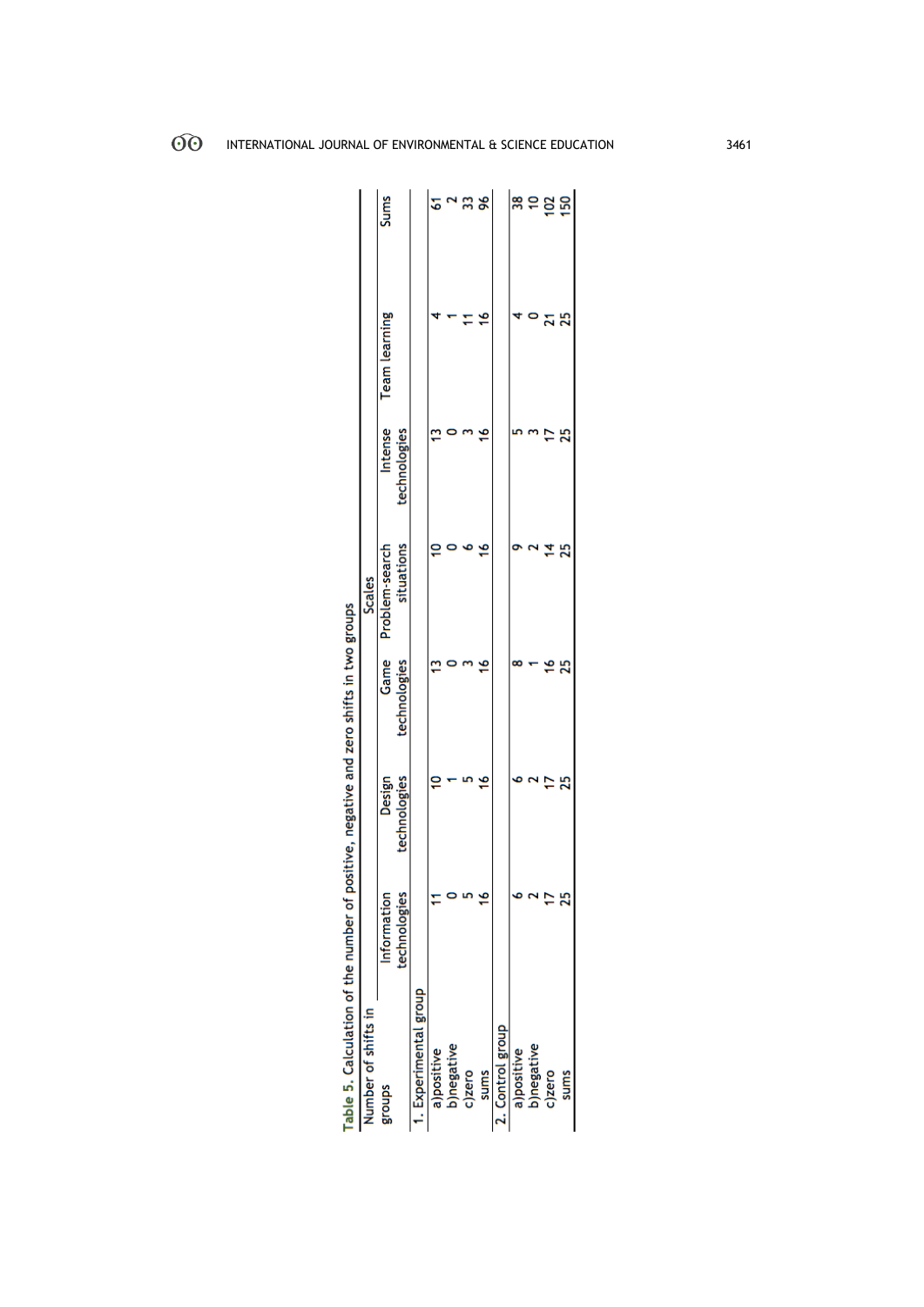**Table 5.** Calculation of the number of positive, negative and zero shifts in two groups

| Number of shifts in groups | Scales | | | | | | Sums |
|---|---|---|---|---|---|---|---|
| | Information technologies | Design technologies | Game technologies | Problem-search situations | Intense technologies | Team learning | |
| 1. Experimental group | | | | | | | |
| a)positive | 11 | 10 | 13 | 10 | 13 | 4 | 61 |
| b)negative | 0 | 1 | 0 | 0 | 0 | 1 | 2 |
| c)zero | 5 | 5 | 3 | 6 | 3 | 11 | 33 |
| sums | 16 | 16 | 16 | 16 | 16 | 16 | 96 |
| 2. Control group | | | | | | | |
| a)positive | 6 | 6 | 8 | 9 | 5 | 4 | 38 |
| b)negative | 2 | 2 | 1 | 2 | 3 | 0 | 10 |
| c)zero | 17 | 17 | 16 | 14 | 17 | 21 | 102 |
| sums | 25 | 25 | 25 | 25 | 25 | 25 | 150 |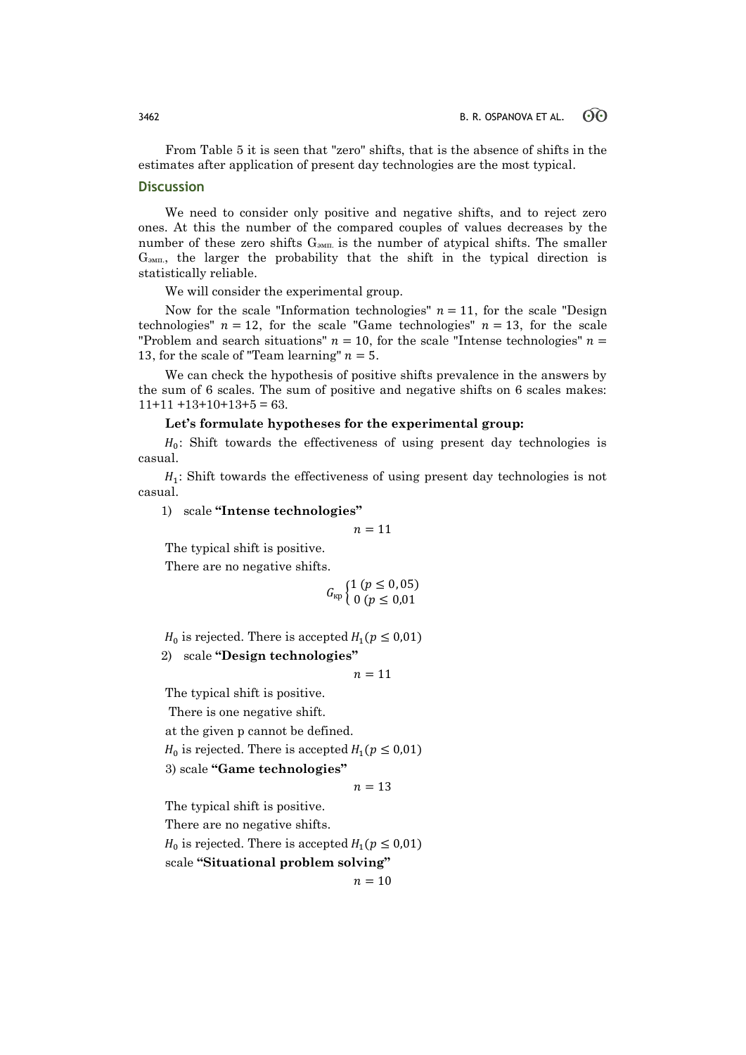From Table 5 it is seen that "zero" shifts, that is the absence of shifts in the estimates after application of present day technologies are the most typical.

## Discussion

We need to consider only positive and negative shifts, and to reject zero ones. At this the number of the compared couples of values decreases by the number of these zero shifts $G_{эмп.}$ is the number of atypical shifts. The smaller $G_{эмп.}$, the larger the probability that the shift in the typical direction is statistically reliable.

We will consider the experimental group.

Now for the scale "Information technologies" $n = 11$, for the scale "Design technologies" $n = 12$, for the scale "Game technologies" $n = 13$, for the scale "Problem and search situations" $n = 10$, for the scale "Intense technologies" $n = 13$, for the scale of "Team learning" $n = 5$.

We can check the hypothesis of positive shifts prevalence in the answers by the sum of 6 scales. The sum of positive and negative shifts on 6 scales makes: 11+11 +13+10+13+5 = 63.

**Let's formulate hypotheses for the experimental group:**

$H_0$: Shift towards the effectiveness of using present day technologies is casual.

$H_1$: Shift towards the effectiveness of using present day technologies is not casual.

1) scale **"Intense technologies"**

$$n = 11$$

The typical shift is positive.

There are no negative shifts.

$$G_{кр} \begin{cases} 1 \ (p \leq 0,05) \\ 0 \ (p \leq 0,01 \end{cases}$$

$H_0$ is rejected. There is accepted $H_1 (p \leq 0{,}01)$

2) scale **"Design technologies"**

$$n = 11$$

The typical shift is positive.

There is one negative shift.

at the given p cannot be defined.

$H_0$ is rejected. There is accepted $H_1 (p \leq 0{,}01)$

3) scale **"Game technologies"**

$$n = 13$$

The typical shift is positive.

There are no negative shifts.

$H_0$ is rejected. There is accepted $H_1 (p \leq 0{,}01)$

scale **"Situational problem solving"**

$$n = 10$$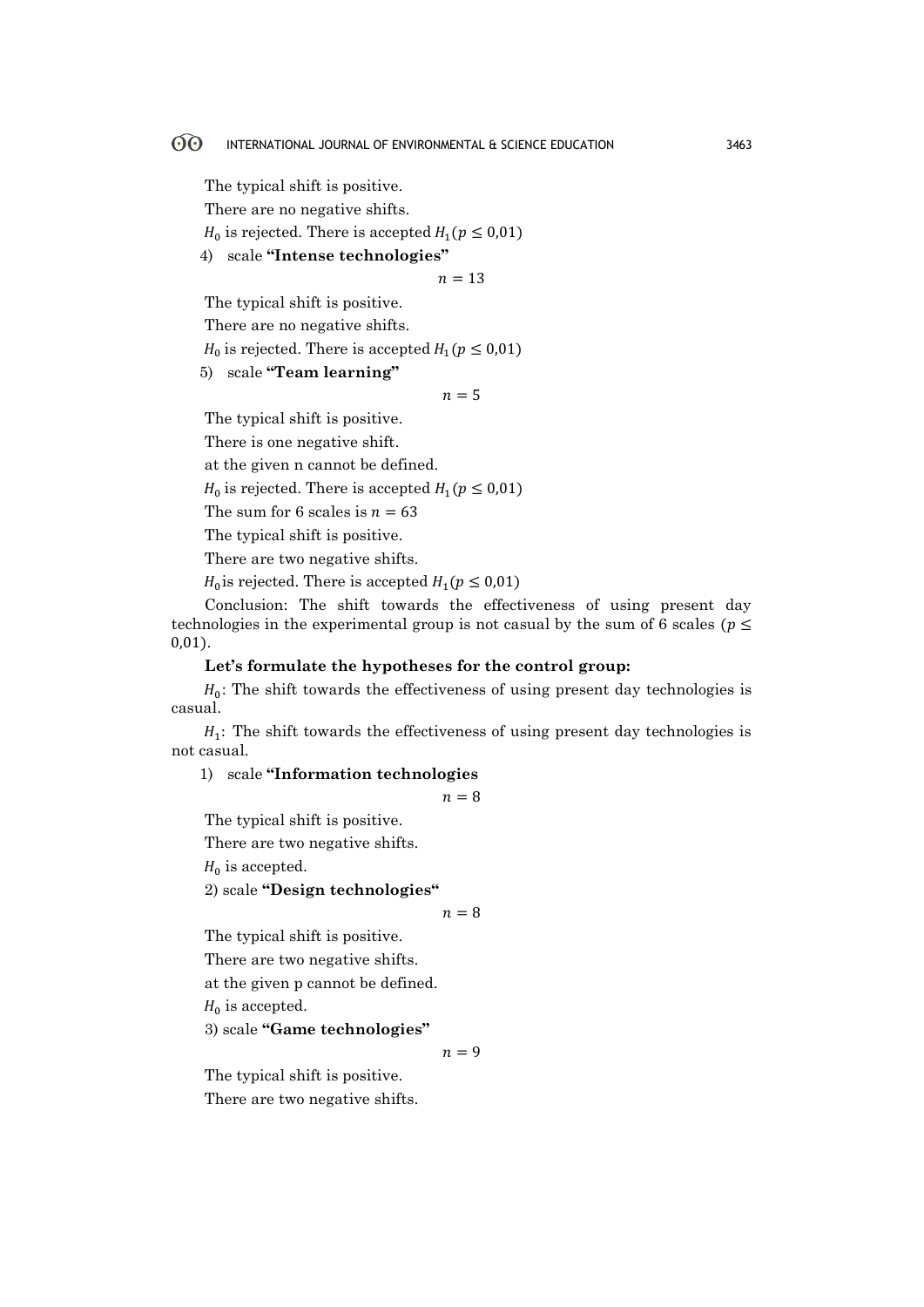The typical shift is positive.

There are no negative shifts.

$H_0$ is rejected. There is accepted $H_1 (p \leq 0{,}01)$

4) scale **"Intense technologies"**

$$n = 13$$

The typical shift is positive.

There are no negative shifts.

$H_0$ is rejected. There is accepted $H_1 (p \leq 0{,}01)$

5) scale **"Team learning"**

$$n = 5$$

The typical shift is positive.

There is one negative shift.

at the given n cannot be defined.

$H_0$ is rejected. There is accepted $H_1 (p \leq 0{,}01)$

The sum for 6 scales is $n = 63$

The typical shift is positive.

There are two negative shifts.

$H_0$is rejected. There is accepted $H_1 (p \leq 0{,}01)$

Conclusion: The shift towards the effectiveness of using present day technologies in the experimental group is not casual by the sum of 6 scales ($p \leq 0{,}01$).

**Let's formulate the hypotheses for the control group:**

$H_0$: The shift towards the effectiveness of using present day technologies is casual.

$H_1$: The shift towards the effectiveness of using present day technologies is not casual.

1) scale **"Information technologies**

$$n = 8$$

The typical shift is positive.

There are two negative shifts.

$H_0$ is accepted.

2) scale **"Design technologies"**

$$n = 8$$

The typical shift is positive.

There are two negative shifts.

at the given p cannot be defined.

$H_0$ is accepted.

3) scale **"Game technologies"**

$$n = 9$$

The typical shift is positive.

There are two negative shifts.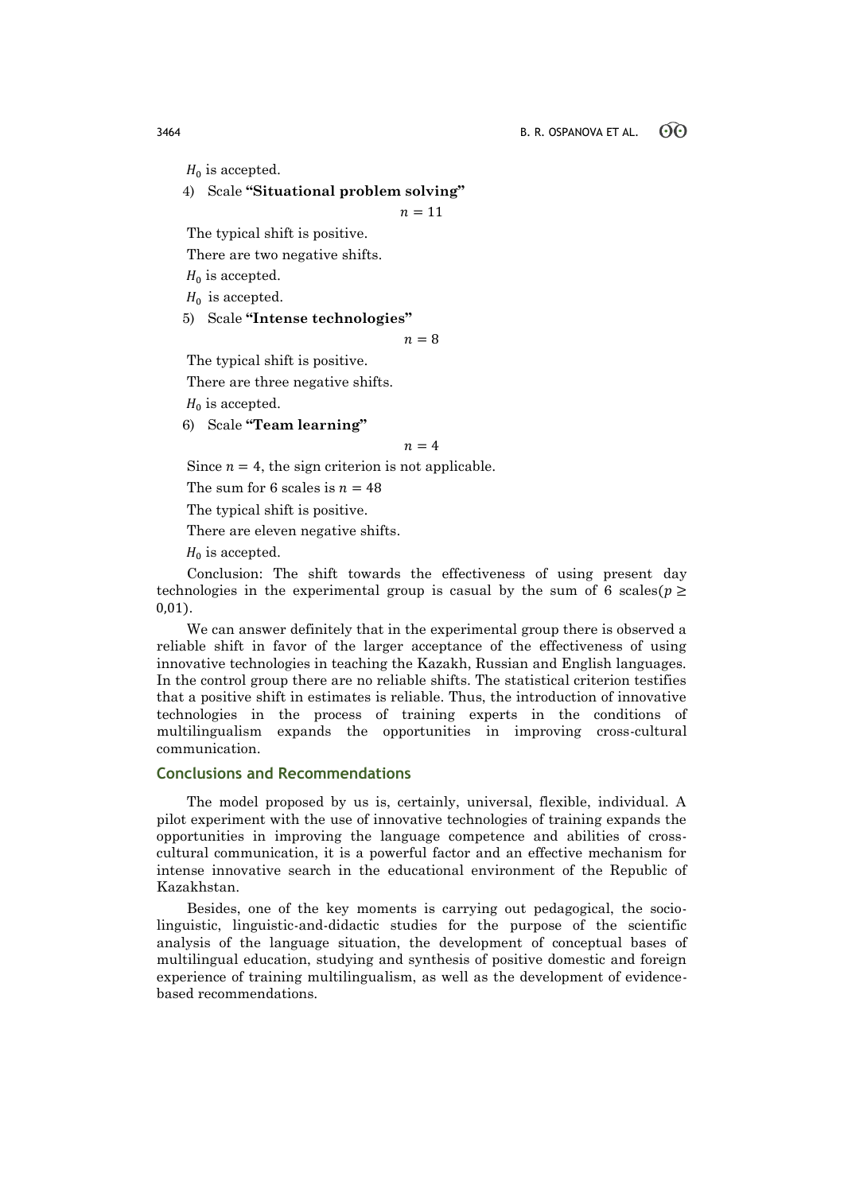$H_0$ is accepted.

4) Scale **"Situational problem solving"**

$$n = 11$$

The typical shift is positive.

There are two negative shifts.

$H_0$ is accepted.

$H_0$ is accepted.

5) Scale **"Intense technologies"**

$$n = 8$$

The typical shift is positive.

There are three negative shifts.

$H_0$ is accepted.

6) Scale **"Team learning"**

$$n = 4$$

Since $n = 4$, the sign criterion is not applicable.

The sum for 6 scales is $n = 48$

The typical shift is positive.

There are eleven negative shifts.

$H_0$ is accepted.

Conclusion: The shift towards the effectiveness of using present day technologies in the experimental group is casual by the sum of 6 scales($p \geq 0{,}01$).

We can answer definitely that in the experimental group there is observed a reliable shift in favor of the larger acceptance of the effectiveness of using innovative technologies in teaching the Kazakh, Russian and English languages. In the control group there are no reliable shifts. The statistical criterion testifies that a positive shift in estimates is reliable. Thus, the introduction of innovative technologies in the process of training experts in the conditions of multilingualism expands the opportunities in improving cross-cultural communication.

## Conclusions and Recommendations

The model proposed by us is, certainly, universal, flexible, individual. A pilot experiment with the use of innovative technologies of training expands the opportunities in improving the language competence and abilities of cross-cultural communication, it is a powerful factor and an effective mechanism for intense innovative search in the educational environment of the Republic of Kazakhstan.

Besides, one of the key moments is carrying out pedagogical, the socio-linguistic, linguistic-and-didactic studies for the purpose of the scientific analysis of the language situation, the development of conceptual bases of multilingual education, studying and synthesis of positive domestic and foreign experience of training multilingualism, as well as the development of evidence-based recommendations.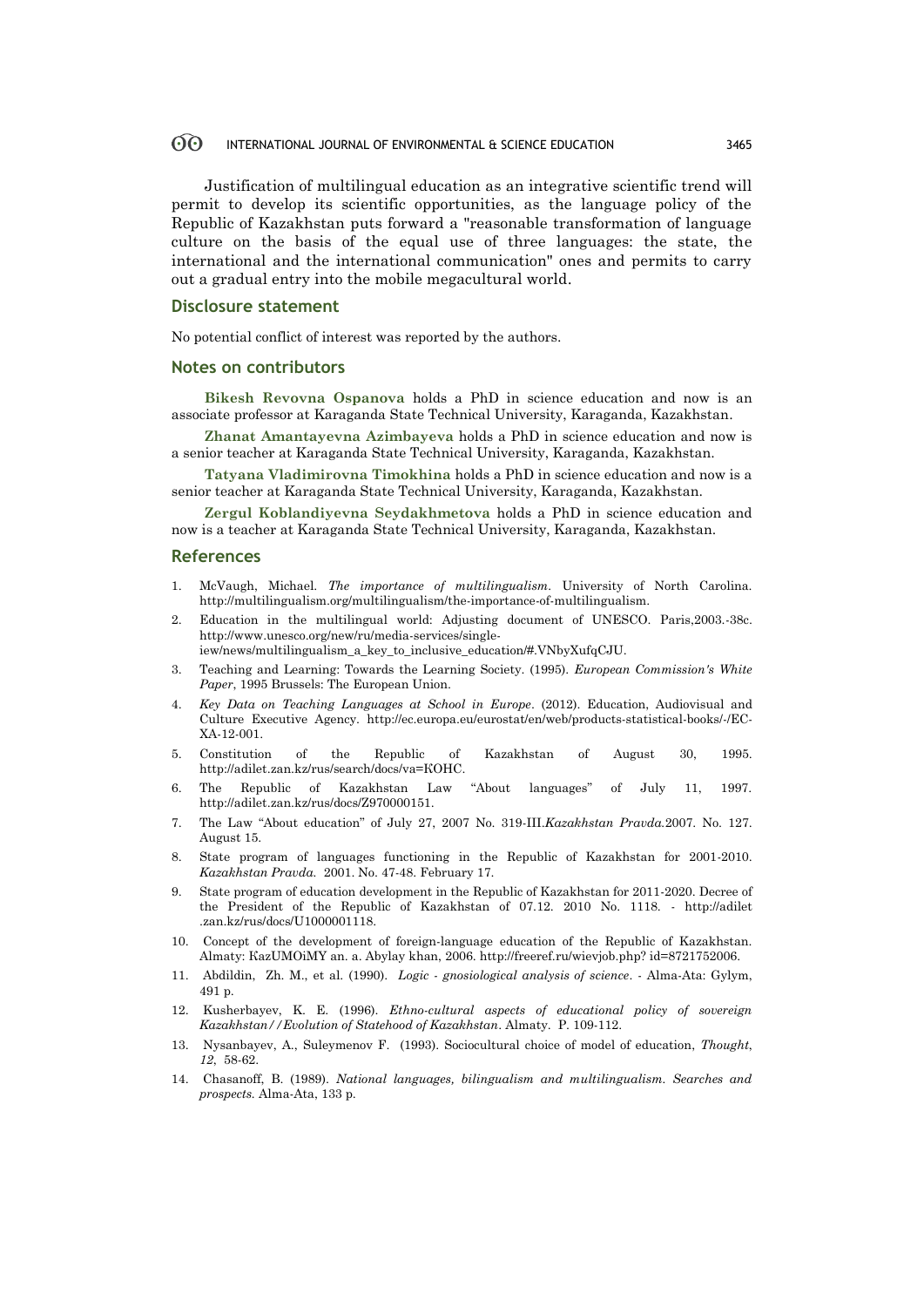Justification of multilingual education as an integrative scientific trend will permit to develop its scientific opportunities, as the language policy of the Republic of Kazakhstan puts forward a "reasonable transformation of language culture on the basis of the equal use of three languages: the state, the international and the international communication" ones and permits to carry out a gradual entry into the mobile megacultural world.

## Disclosure statement

No potential conflict of interest was reported by the authors.

## Notes on contributors

**Bikesh Revovna Ospanova** holds a PhD in science education and now is an associate professor at Karaganda State Technical University, Karaganda, Kazakhstan.

**Zhanat Amantayevna Azimbayeva** holds a PhD in science education and now is a senior teacher at Karaganda State Technical University, Karaganda, Kazakhstan.

**Tatyana Vladimirovna Timokhina** holds a PhD in science education and now is a senior teacher at Karaganda State Technical University, Karaganda, Kazakhstan.

**Zergul Koblandiyevna Seydakhmetova** holds a PhD in science education and now is a teacher at Karaganda State Technical University, Karaganda, Kazakhstan.

## References

1. McVaugh, Michael. *The importance of multilingualism*. University of North Carolina. http://multilingualism.org/multilingualism/the-importance-of-multilingualism.
2. Education in the multilingual world: Adjusting document of UNESCO. Paris,2003.-38c. http://www.unesco.org/new/ru/media-services/single-iew/news/multilingualism_a_key_to_inclusive_education/#.VNbyXufqCJU.
3. Teaching and Learning: Towards the Learning Society. (1995). *European Commission's White Paper*, 1995 Brussels: The European Union.
4. *Key Data on Teaching Languages at School in Europe*. (2012). Education, Audiovisual and Culture Executive Agency. http://ec.europa.eu/eurostat/en/web/products-statistical-books/-/EC-XA-12-001.
5. Constitution of the Republic of Kazakhstan of August 30, 1995. http://adilet.zan.kz/rus/search/docs/va=КОНС.
6. The Republic of Kazakhstan Law "About languages" of July 11, 1997. http://adilet.zan.kz/rus/docs/Z970000151.
7. The Law "About education" of July 27, 2007 No. 319-III.*Kazakhstan Pravda.*2007. No. 127. August 15.
8. State program of languages functioning in the Republic of Kazakhstan for 2001-2010. *Kazakhstan Pravda.* 2001. No. 47-48. February 17.
9. State program of education development in the Republic of Kazakhstan for 2011-2020. Decree of the President of the Republic of Kazakhstan of 07.12. 2010 No. 1118. - http://adilet .zan.kz/rus/docs/U1000001118.
10. Concept of the development of foreign-language education of the Republic of Kazakhstan. Almaty: KazUMOiMY an. a. Abylay khan, 2006. http://freeref.ru/wievjob.php? id=8721752006.
11. Abdildin, Zh. M., et al. (1990). *Logic - gnosiological analysis of science*. - Alma-Ata: Gylym, 491 p.
12. Kusherbayev, K. E. (1996). *Ethno-cultural aspects of educational policy of sovereign Kazakhstan//Evolution of Statehood of Kazakhstan*. Almaty. P. 109-112.
13. Nysanbayev, A., Suleymenov F. (1993). Sociocultural choice of model of education, *Thought*, *12*, 58-62.
14. Chasanoff, B. (1989). *National languages, bilingualism and multilingualism. Searches and prospects.* Alma-Ata, 133 p.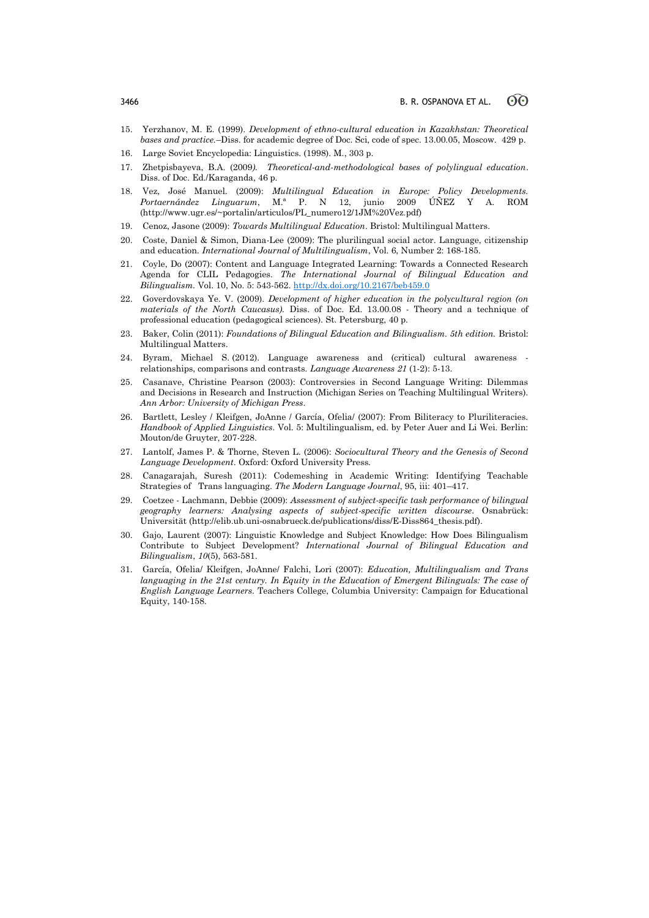15. Yerzhanov, M. E. (1999). *Development of ethno-cultural education in Kazakhstan: Theoretical bases and practice*.–Diss. for academic degree of Doc. Sci, code of spec. 13.00.05, Moscow. 429 p.
16. Large Soviet Encyclopedia: Linguistics. (1998). M., 303 p.
17. Zhetpisbayeva, B.A. (2009). *Theoretical-and-methodological bases of polylingual education*. Diss. of Doc. Ed./Karaganda, 46 p.
18. Vez, José Manuel. (2009): *Multilingual Education in Europe: Policy Developments. Portaernández Linguarum*, M.ª P. N 12, junio 2009 ÚÑEZ Y A. ROM (http://www.ugr.es/~portalin/articulos/PL_numero12/1JM%20Vez.pdf)
19. Cenoz, Jasone (2009): *Towards Multilingual Education*. Bristol: Multilingual Matters.
20. Coste, Daniel & Simon, Diana-Lee (2009): The plurilingual social actor. Language, citizenship and education. *International Journal of Multilingualism*, Vol. 6, Number 2: 168-185.
21. Coyle, Do (2007): Content and Language Integrated Learning: Towards a Connected Research Agenda for CLIL Pedagogies. *The International Journal of Bilingual Education and Bilingualism*. Vol. 10, No. 5: 543-562. http://dx.doi.org/10.2167/beb459.0
22. Goverdovskaya Ye. V. (2009). *Development of higher education in the polycultural region (on materials of the North Caucasus)*. Diss. of Doc. Ed. 13.00.08 - Theory and a technique of professional education (pedagogical sciences). St. Petersburg, 40 p.
23. Baker, Colin (2011): *Foundations of Bilingual Education and Bilingualism. 5th edition.* Bristol: Multilingual Matters.
24. Byram, Michael S. (2012). Language awareness and (critical) cultural awareness - relationships, comparisons and contrasts. *Language Awareness 21* (1-2): 5-13.
25. Casanave, Christine Pearson (2003): Controversies in Second Language Writing: Dilemmas and Decisions in Research and Instruction (Michigan Series on Teaching Multilingual Writers). *Ann Arbor: University of Michigan Press*.
26. Bartlett, Lesley / Kleifgen, JoAnne / García, Ofelia/ (2007): From Biliteracy to Pluriliteracies. *Handbook of Applied Linguistics*. Vol. 5: Multilingualism, ed. by Peter Auer and Li Wei. Berlin: Mouton/de Gruyter, 207-228.
27. Lantolf, James P. & Thorne, Steven L. (2006): *Sociocultural Theory and the Genesis of Second Language Development*. Oxford: Oxford University Press.
28. Canagarajah, Suresh (2011): Codemeshing in Academic Writing: Identifying Teachable Strategies of Trans languaging. *The Modern Language Journal*, 95, iii: 401–417.
29. Coetzee - Lachmann, Debbie (2009): *Assessment of subject-specific task performance of bilingual geography learners: Analysing aspects of subject-specific written discourse*. Osnabrück: Universität (http://elib.ub.uni-osnabrueck.de/publications/diss/E-Diss864_thesis.pdf).
30. Gajo, Laurent (2007): Linguistic Knowledge and Subject Knowledge: How Does Bilingualism Contribute to Subject Development? *International Journal of Bilingual Education and Bilingualism*, *10*(5), 563-581.
31. García, Ofelia/ Kleifgen, JoAnne/ Falchi, Lori (2007): *Education, Multilingualism and Trans languaging in the 21st century. In Equity in the Education of Emergent Bilinguals: The case of English Language Learners*. Teachers College, Columbia University: Campaign for Educational Equity, 140-158.